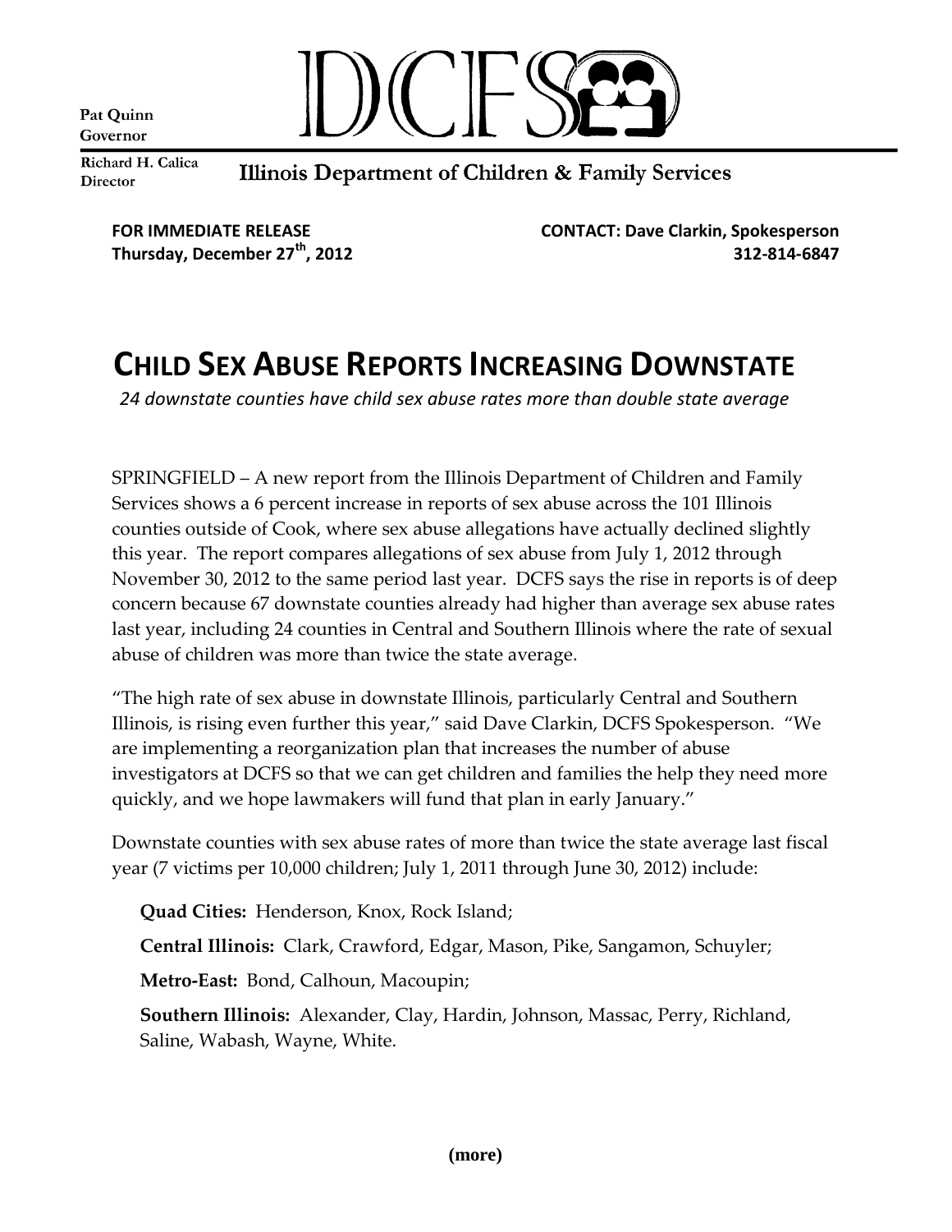Pat Quinn
Governor

Richard H. Calica
Director

DCFS

Illinois Department of Children & Family Services

**FOR IMMEDIATE RELEASE**
**Thursday, December 27th, 2012**

**CONTACT: Dave Clarkin, Spokesperson**
**312-814-6847**

# CHILD SEX ABUSE REPORTS INCREASING DOWNSTATE

*24 downstate counties have child sex abuse rates more than double state average*

SPRINGFIELD – A new report from the Illinois Department of Children and Family Services shows a 6 percent increase in reports of sex abuse across the 101 Illinois counties outside of Cook, where sex abuse allegations have actually declined slightly this year. The report compares allegations of sex abuse from July 1, 2012 through November 30, 2012 to the same period last year. DCFS says the rise in reports is of deep concern because 67 downstate counties already had higher than average sex abuse rates last year, including 24 counties in Central and Southern Illinois where the rate of sexual abuse of children was more than twice the state average.

"The high rate of sex abuse in downstate Illinois, particularly Central and Southern Illinois, is rising even further this year," said Dave Clarkin, DCFS Spokesperson. "We are implementing a reorganization plan that increases the number of abuse investigators at DCFS so that we can get children and families the help they need more quickly, and we hope lawmakers will fund that plan in early January."

Downstate counties with sex abuse rates of more than twice the state average last fiscal year (7 victims per 10,000 children; July 1, 2011 through June 30, 2012) include:

**Quad Cities:** Henderson, Knox, Rock Island;

**Central Illinois:** Clark, Crawford, Edgar, Mason, Pike, Sangamon, Schuyler;

**Metro-East:** Bond, Calhoun, Macoupin;

**Southern Illinois:** Alexander, Clay, Hardin, Johnson, Massac, Perry, Richland, Saline, Wabash, Wayne, White.

**(more)**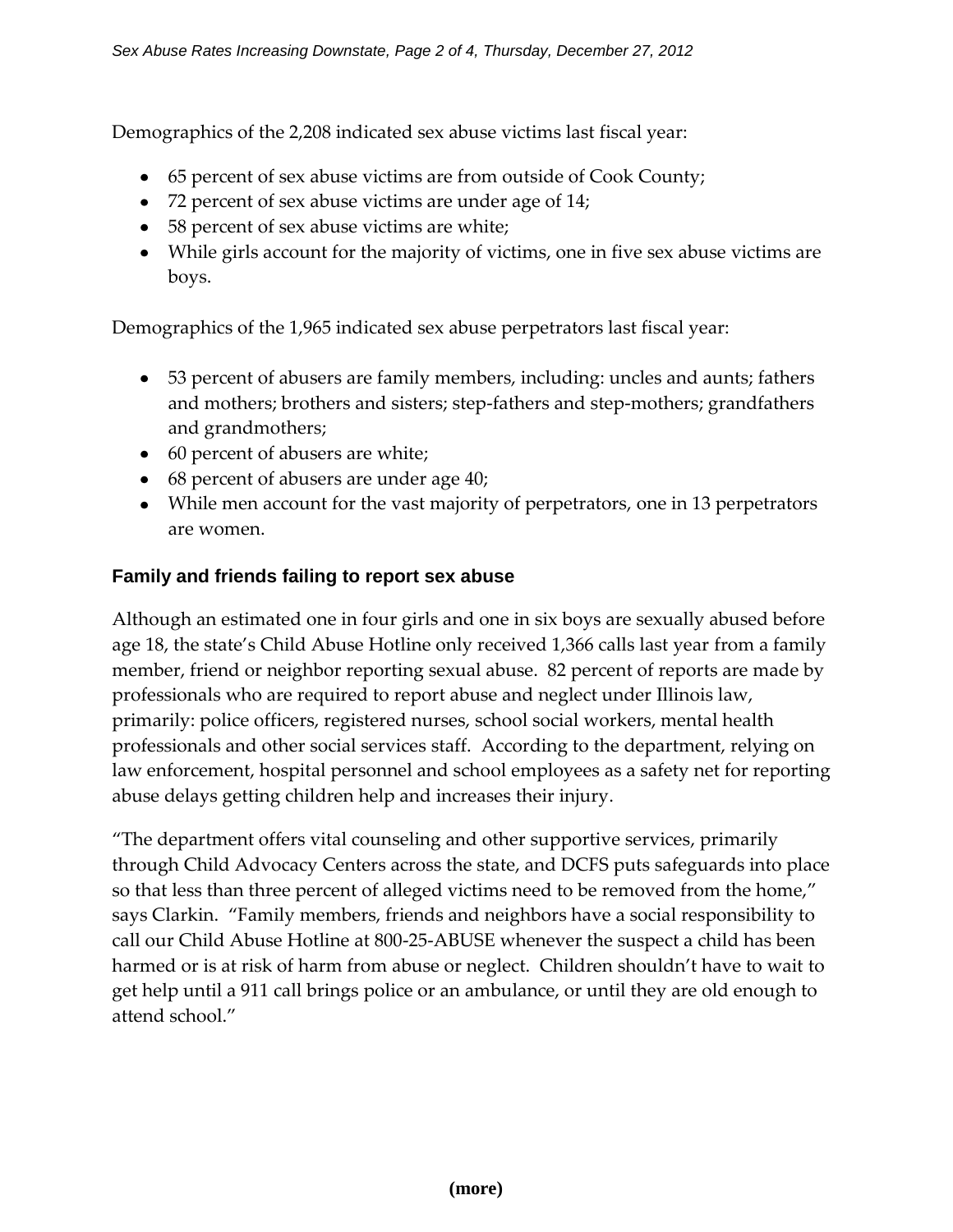Demographics of the 2,208 indicated sex abuse victims last fiscal year:

- 65 percent of sex abuse victims are from outside of Cook County;
- 72 percent of sex abuse victims are under age of 14;
- 58 percent of sex abuse victims are white;
- While girls account for the majority of victims, one in five sex abuse victims are boys.

Demographics of the 1,965 indicated sex abuse perpetrators last fiscal year:

- 53 percent of abusers are family members, including: uncles and aunts; fathers and mothers; brothers and sisters; step-fathers and step-mothers; grandfathers and grandmothers;
- 60 percent of abusers are white;
- 68 percent of abusers are under age 40;
- While men account for the vast majority of perpetrators, one in 13 perpetrators are women.

### Family and friends failing to report sex abuse

Although an estimated one in four girls and one in six boys are sexually abused before age 18, the state's Child Abuse Hotline only received 1,366 calls last year from a family member, friend or neighbor reporting sexual abuse. 82 percent of reports are made by professionals who are required to report abuse and neglect under Illinois law, primarily: police officers, registered nurses, school social workers, mental health professionals and other social services staff. According to the department, relying on law enforcement, hospital personnel and school employees as a safety net for reporting abuse delays getting children help and increases their injury.

"The department offers vital counseling and other supportive services, primarily through Child Advocacy Centers across the state, and DCFS puts safeguards into place so that less than three percent of alleged victims need to be removed from the home," says Clarkin. "Family members, friends and neighbors have a social responsibility to call our Child Abuse Hotline at 800-25-ABUSE whenever the suspect a child has been harmed or is at risk of harm from abuse or neglect. Children shouldn't have to wait to get help until a 911 call brings police or an ambulance, or until they are old enough to attend school."

**(more)**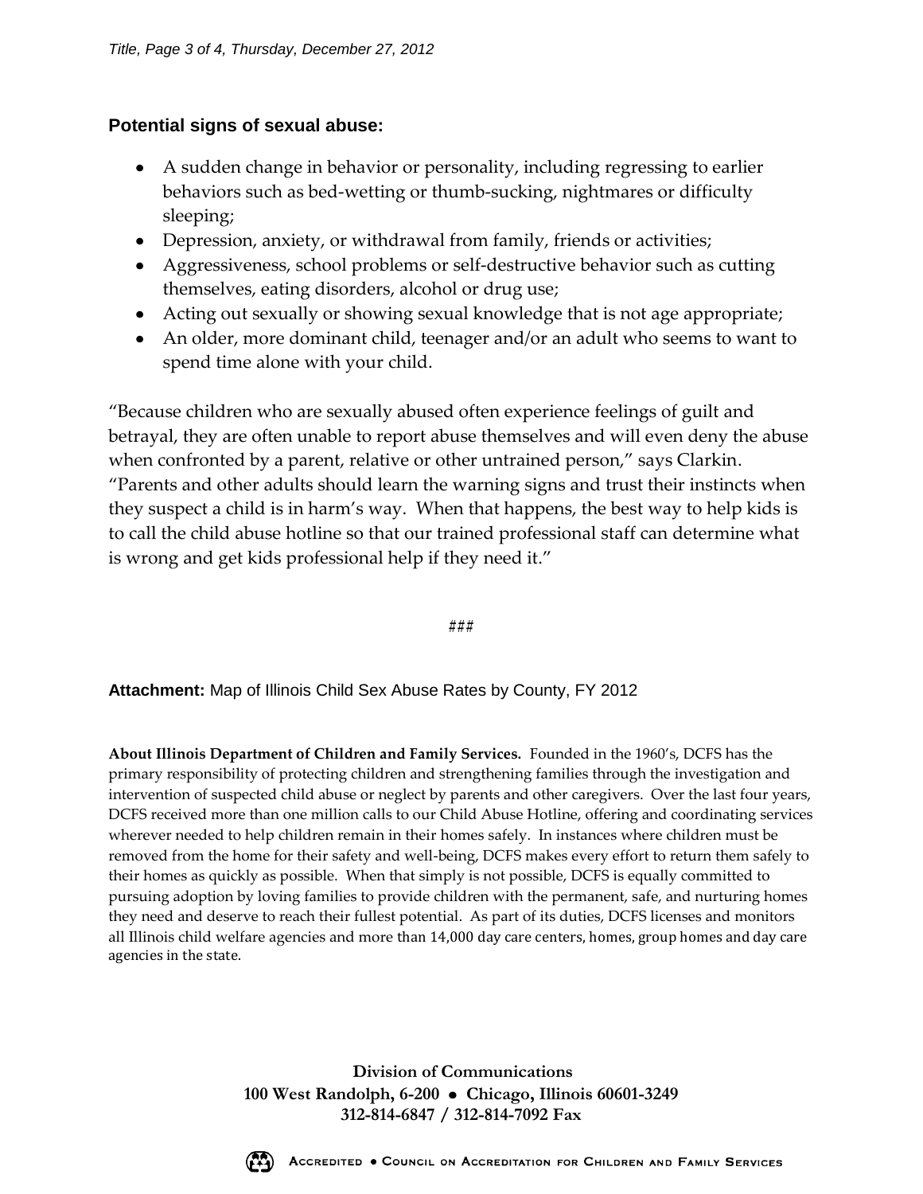**Potential signs of sexual abuse:**

- A sudden change in behavior or personality, including regressing to earlier behaviors such as bed-wetting or thumb-sucking, nightmares or difficulty sleeping;
- Depression, anxiety, or withdrawal from family, friends or activities;
- Aggressiveness, school problems or self-destructive behavior such as cutting themselves, eating disorders, alcohol or drug use;
- Acting out sexually or showing sexual knowledge that is not age appropriate;
- An older, more dominant child, teenager and/or an adult who seems to want to spend time alone with your child.

"Because children who are sexually abused often experience feelings of guilt and betrayal, they are often unable to report abuse themselves and will even deny the abuse when confronted by a parent, relative or other untrained person," says Clarkin. "Parents and other adults should learn the warning signs and trust their instincts when they suspect a child is in harm's way. When that happens, the best way to help kids is to call the child abuse hotline so that our trained professional staff can determine what is wrong and get kids professional help if they need it."

###

**Attachment:** Map of Illinois Child Sex Abuse Rates by County, FY 2012

**About Illinois Department of Children and Family Services.** Founded in the 1960's, DCFS has the primary responsibility of protecting children and strengthening families through the investigation and intervention of suspected child abuse or neglect by parents and other caregivers. Over the last four years, DCFS received more than one million calls to our Child Abuse Hotline, offering and coordinating services wherever needed to help children remain in their homes safely. In instances where children must be removed from the home for their safety and well-being, DCFS makes every effort to return them safely to their homes as quickly as possible. When that simply is not possible, DCFS is equally committed to pursuing adoption by loving families to provide children with the permanent, safe, and nurturing homes they need and deserve to reach their fullest potential. As part of its duties, DCFS licenses and monitors all Illinois child welfare agencies and more than 14,000 day care centers, homes, group homes and day care agencies in the state.

**Division of Communications**
**100 West Randolph, 6-200 • Chicago, Illinois 60601-3249**
**312-814-6847 / 312-814-7092 Fax**

ACCREDITED • COUNCIL ON ACCREDITATION FOR CHILDREN AND FAMILY SERVICES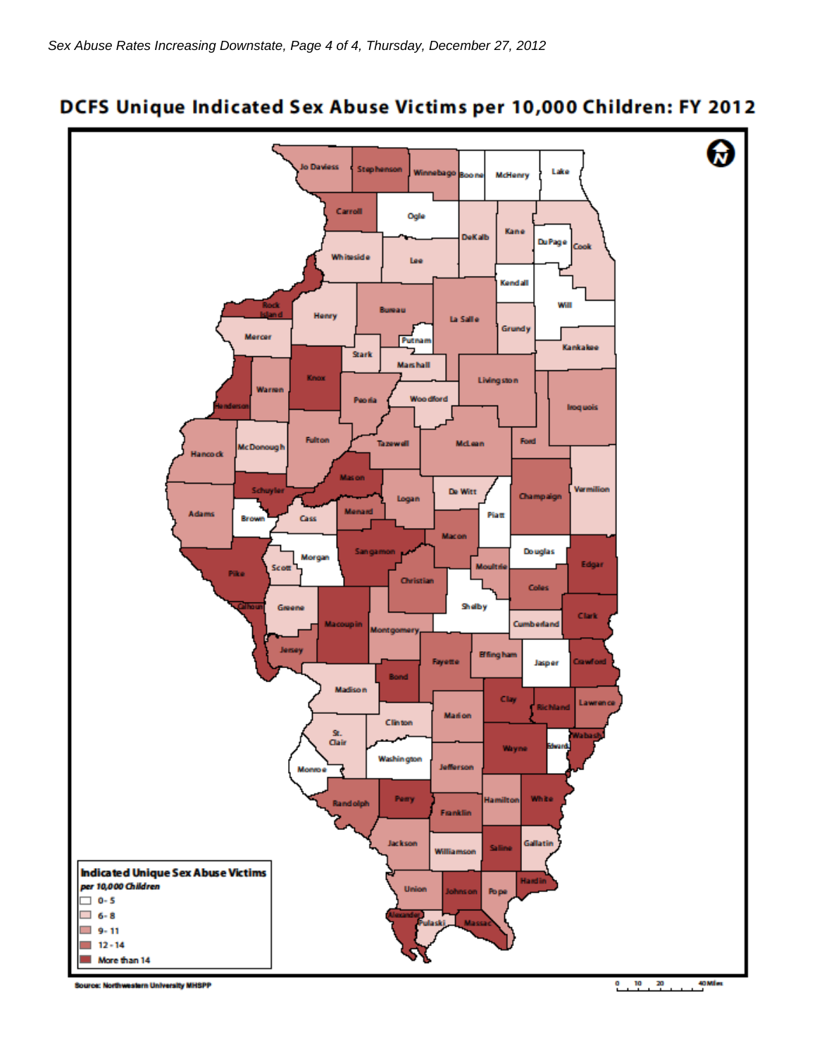# DCFS Unique Indicated Sex Abuse Victims per 10,000 Children: FY 2012

Jo Daviess
Stephenson
Winnebago
Boone
McHenry
Lake
Carroll
Ogle
DeKalb
Kane
DuPage
Cook
Whiteside
Lee
Kendall
Rock Island
Henry
Bureau
La Salle
Will
Grundy
Mercer
Putnam
Stark
Kankakee
Marshall
Knox
Livingston
Warren
Peoria
Woodford
Henderson
Iroquois
Fulton
Tazewell
McLean
Ford
Hancock
McDonough
Mason
Schuyler
Vermilion
De Witt
Logan
Champaign
Adams
Brown
Cass
Menard
Piatt
Macon
Sangamon
Morgan
Douglas
Pike
Scott
Edgar
Moultrie
Christian
Coles
Shelby
Calhoun
Greene
Clark
Macoupin
Cumberland
Montgomery
Jersey
Effingham
Fayette
Jasper
Crawford
Bond
Madison
Clay
Richland
Lawrence
Clinton
Marion
St. Clair
Wabash
Wayne
Edwards
Washington
Monroe
Jefferson
Randolph
Perry
Hamilton
White
Franklin
Jackson
Saline
Gallatin
Williamson
Hardin
Union
Johnson
Pope
Alexander
Pulaski
Massac

**Indicated Unique Sex Abuse Victims**
*per 10,000 Children*

0 - 5
6 - 8
9 - 11
12 - 14
More than 14

Source: Northwestern University MHSPP

0 10 20 40 Miles